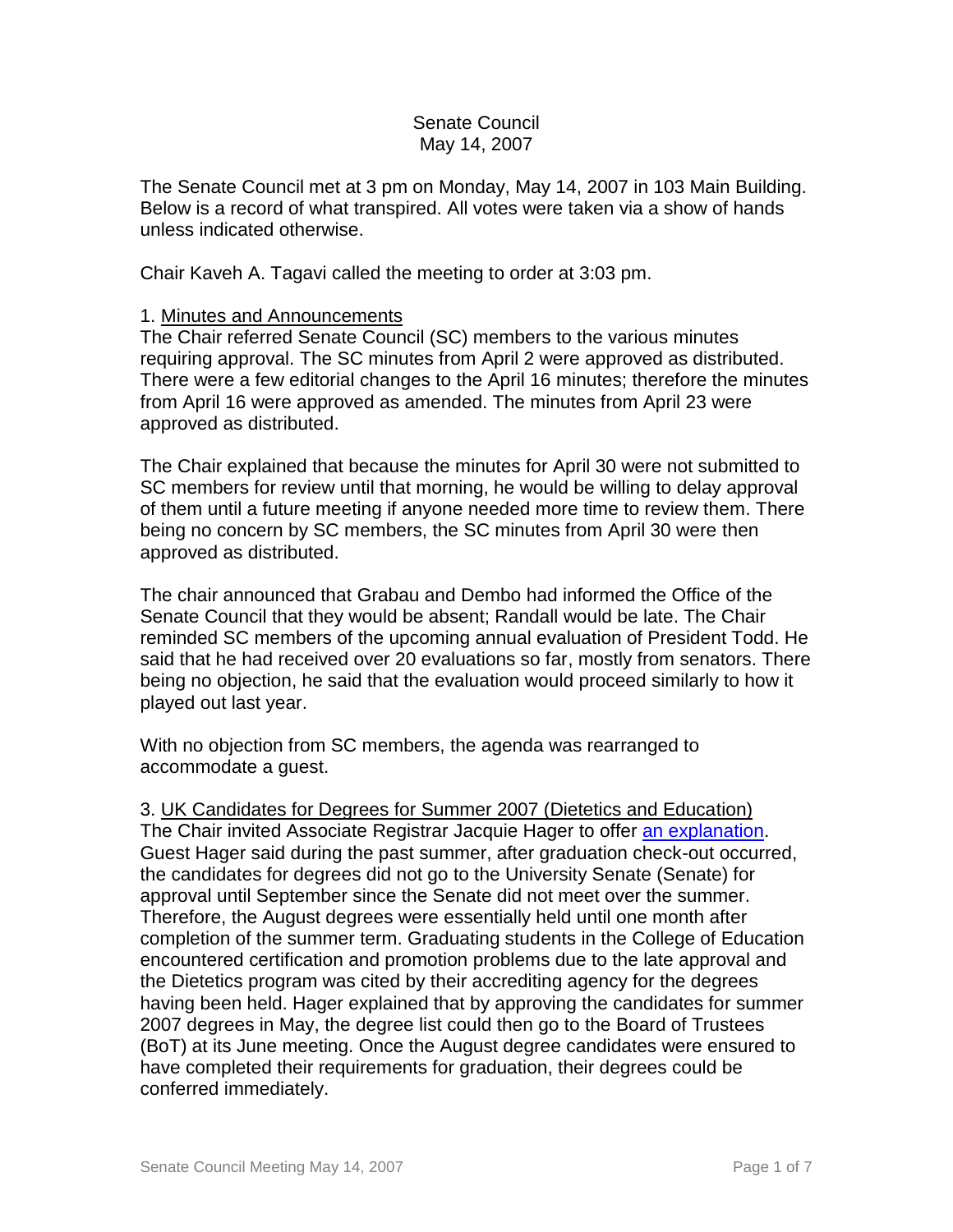# Senate Council
## May 14, 2007

The Senate Council met at 3 pm on Monday, May 14, 2007 in 103 Main Building. Below is a record of what transpired. All votes were taken via a show of hands unless indicated otherwise.

Chair Kaveh A. Tagavi called the meeting to order at 3:03 pm.

1. Minutes and Announcements

The Chair referred Senate Council (SC) members to the various minutes requiring approval. The SC minutes from April 2 were approved as distributed. There were a few editorial changes to the April 16 minutes; therefore the minutes from April 16 were approved as amended. The minutes from April 23 were approved as distributed.

The Chair explained that because the minutes for April 30 were not submitted to SC members for review until that morning, he would be willing to delay approval of them until a future meeting if anyone needed more time to review them. There being no concern by SC members, the SC minutes from April 30 were then approved as distributed.

The chair announced that Grabau and Dembo had informed the Office of the Senate Council that they would be absent; Randall would be late. The Chair reminded SC members of the upcoming annual evaluation of President Todd. He said that he had received over 20 evaluations so far, mostly from senators. There being no objection, he said that the evaluation would proceed similarly to how it played out last year.

With no objection from SC members, the agenda was rearranged to accommodate a guest.

3. UK Candidates for Degrees for Summer 2007 (Dietetics and Education)

The Chair invited Associate Registrar Jacquie Hager to offer an explanation. Guest Hager said during the past summer, after graduation check-out occurred, the candidates for degrees did not go to the University Senate (Senate) for approval until September since the Senate did not meet over the summer. Therefore, the August degrees were essentially held until one month after completion of the summer term. Graduating students in the College of Education encountered certification and promotion problems due to the late approval and the Dietetics program was cited by their accrediting agency for the degrees having been held. Hager explained that by approving the candidates for summer 2007 degrees in May, the degree list could then go to the Board of Trustees (BoT) at its June meeting. Once the August degree candidates were ensured to have completed their requirements for graduation, their degrees could be conferred immediately.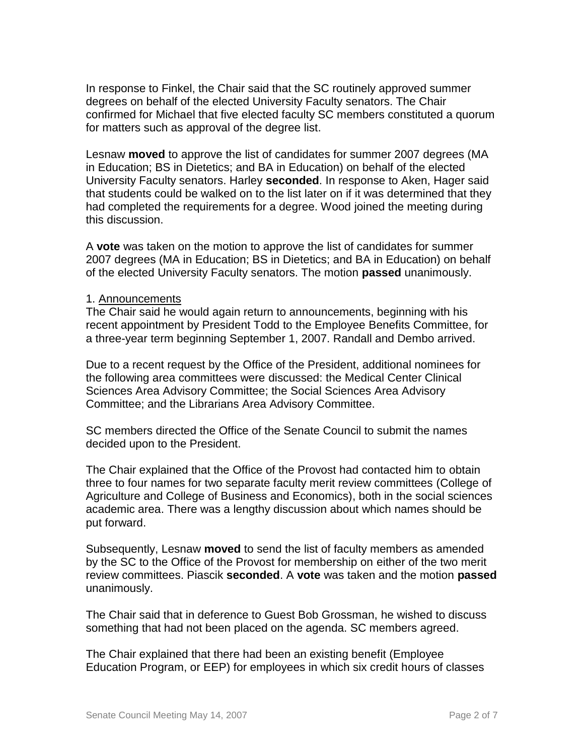In response to Finkel, the Chair said that the SC routinely approved summer degrees on behalf of the elected University Faculty senators. The Chair confirmed for Michael that five elected faculty SC members constituted a quorum for matters such as approval of the degree list.

Lesnaw **moved** to approve the list of candidates for summer 2007 degrees (MA in Education; BS in Dietetics; and BA in Education) on behalf of the elected University Faculty senators. Harley **seconded**. In response to Aken, Hager said that students could be walked on to the list later on if it was determined that they had completed the requirements for a degree. Wood joined the meeting during this discussion.

A **vote** was taken on the motion to approve the list of candidates for summer 2007 degrees (MA in Education; BS in Dietetics; and BA in Education) on behalf of the elected University Faculty senators. The motion **passed** unanimously.

1. Announcements
The Chair said he would again return to announcements, beginning with his recent appointment by President Todd to the Employee Benefits Committee, for a three-year term beginning September 1, 2007. Randall and Dembo arrived.

Due to a recent request by the Office of the President, additional nominees for the following area committees were discussed: the Medical Center Clinical Sciences Area Advisory Committee; the Social Sciences Area Advisory Committee; and the Librarians Area Advisory Committee.

SC members directed the Office of the Senate Council to submit the names decided upon to the President.

The Chair explained that the Office of the Provost had contacted him to obtain three to four names for two separate faculty merit review committees (College of Agriculture and College of Business and Economics), both in the social sciences academic area. There was a lengthy discussion about which names should be put forward.

Subsequently, Lesnaw **moved** to send the list of faculty members as amended by the SC to the Office of the Provost for membership on either of the two merit review committees. Piascik **seconded**. A **vote** was taken and the motion **passed** unanimously.

The Chair said that in deference to Guest Bob Grossman, he wished to discuss something that had not been placed on the agenda. SC members agreed.

The Chair explained that there had been an existing benefit (Employee Education Program, or EEP) for employees in which six credit hours of classes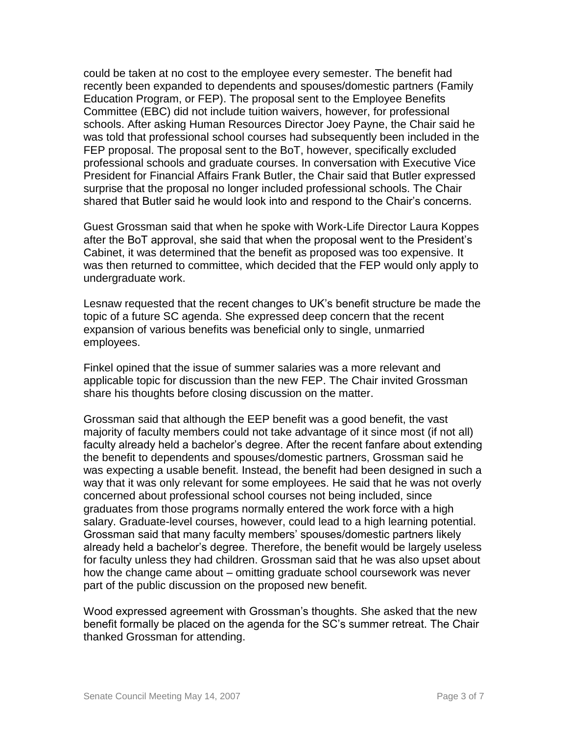could be taken at no cost to the employee every semester. The benefit had recently been expanded to dependents and spouses/domestic partners (Family Education Program, or FEP). The proposal sent to the Employee Benefits Committee (EBC) did not include tuition waivers, however, for professional schools. After asking Human Resources Director Joey Payne, the Chair said he was told that professional school courses had subsequently been included in the FEP proposal. The proposal sent to the BoT, however, specifically excluded professional schools and graduate courses. In conversation with Executive Vice President for Financial Affairs Frank Butler, the Chair said that Butler expressed surprise that the proposal no longer included professional schools. The Chair shared that Butler said he would look into and respond to the Chair's concerns.

Guest Grossman said that when he spoke with Work-Life Director Laura Koppes after the BoT approval, she said that when the proposal went to the President's Cabinet, it was determined that the benefit as proposed was too expensive. It was then returned to committee, which decided that the FEP would only apply to undergraduate work.

Lesnaw requested that the recent changes to UK's benefit structure be made the topic of a future SC agenda. She expressed deep concern that the recent expansion of various benefits was beneficial only to single, unmarried employees.

Finkel opined that the issue of summer salaries was a more relevant and applicable topic for discussion than the new FEP. The Chair invited Grossman share his thoughts before closing discussion on the matter.

Grossman said that although the EEP benefit was a good benefit, the vast majority of faculty members could not take advantage of it since most (if not all) faculty already held a bachelor's degree. After the recent fanfare about extending the benefit to dependents and spouses/domestic partners, Grossman said he was expecting a usable benefit. Instead, the benefit had been designed in such a way that it was only relevant for some employees. He said that he was not overly concerned about professional school courses not being included, since graduates from those programs normally entered the work force with a high salary. Graduate-level courses, however, could lead to a high learning potential. Grossman said that many faculty members' spouses/domestic partners likely already held a bachelor's degree. Therefore, the benefit would be largely useless for faculty unless they had children. Grossman said that he was also upset about how the change came about – omitting graduate school coursework was never part of the public discussion on the proposed new benefit.

Wood expressed agreement with Grossman's thoughts. She asked that the new benefit formally be placed on the agenda for the SC's summer retreat. The Chair thanked Grossman for attending.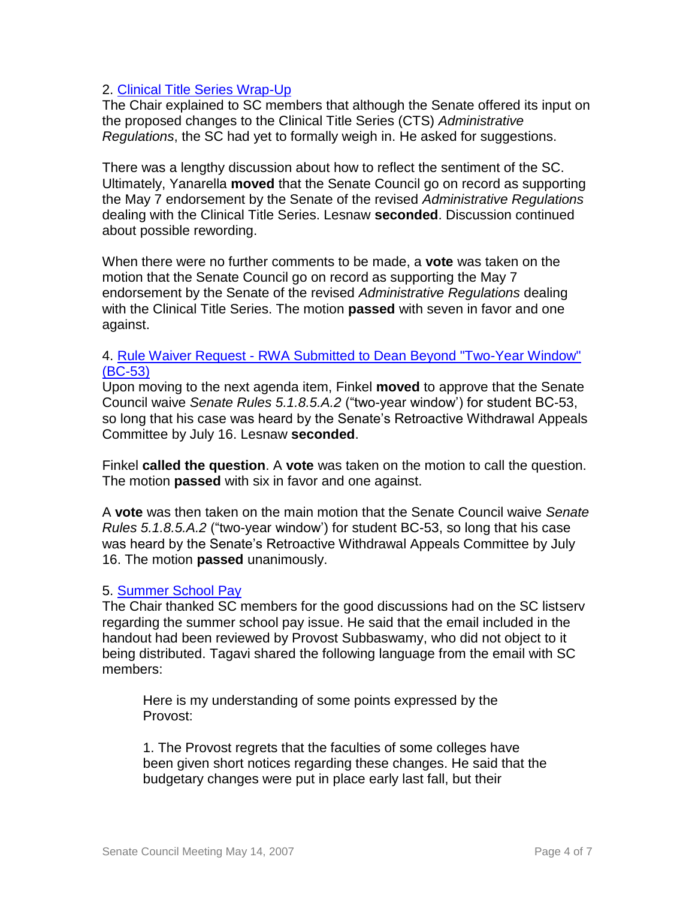2. [Clinical Title Series Wrap-Up](#)

The Chair explained to SC members that although the Senate offered its input on the proposed changes to the Clinical Title Series (CTS) *Administrative Regulations*, the SC had yet to formally weigh in. He asked for suggestions.

There was a lengthy discussion about how to reflect the sentiment of the SC. Ultimately, Yanarella **moved** that the Senate Council go on record as supporting the May 7 endorsement by the Senate of the revised *Administrative Regulations* dealing with the Clinical Title Series. Lesnaw **seconded**. Discussion continued about possible rewording.

When there were no further comments to be made, a **vote** was taken on the motion that the Senate Council go on record as supporting the May 7 endorsement by the Senate of the revised *Administrative Regulations* dealing with the Clinical Title Series. The motion **passed** with seven in favor and one against.

4. [Rule Waiver Request - RWA Submitted to Dean Beyond "Two-Year Window" (BC-53)](#)

Upon moving to the next agenda item, Finkel **moved** to approve that the Senate Council waive *Senate Rules 5.1.8.5.A.2* ("two-year window') for student BC-53, so long that his case was heard by the Senate's Retroactive Withdrawal Appeals Committee by July 16. Lesnaw **seconded**.

Finkel **called the question**. A **vote** was taken on the motion to call the question. The motion **passed** with six in favor and one against.

A **vote** was then taken on the main motion that the Senate Council waive *Senate Rules 5.1.8.5.A.2* ("two-year window') for student BC-53, so long that his case was heard by the Senate's Retroactive Withdrawal Appeals Committee by July 16. The motion **passed** unanimously.

5. [Summer School Pay](#)

The Chair thanked SC members for the good discussions had on the SC listserv regarding the summer school pay issue. He said that the email included in the handout had been reviewed by Provost Subbaswamy, who did not object to it being distributed. Tagavi shared the following language from the email with SC members:

> Here is my understanding of some points expressed by the Provost:
>
> 1. The Provost regrets that the faculties of some colleges have been given short notices regarding these changes. He said that the budgetary changes were put in place early last fall, but their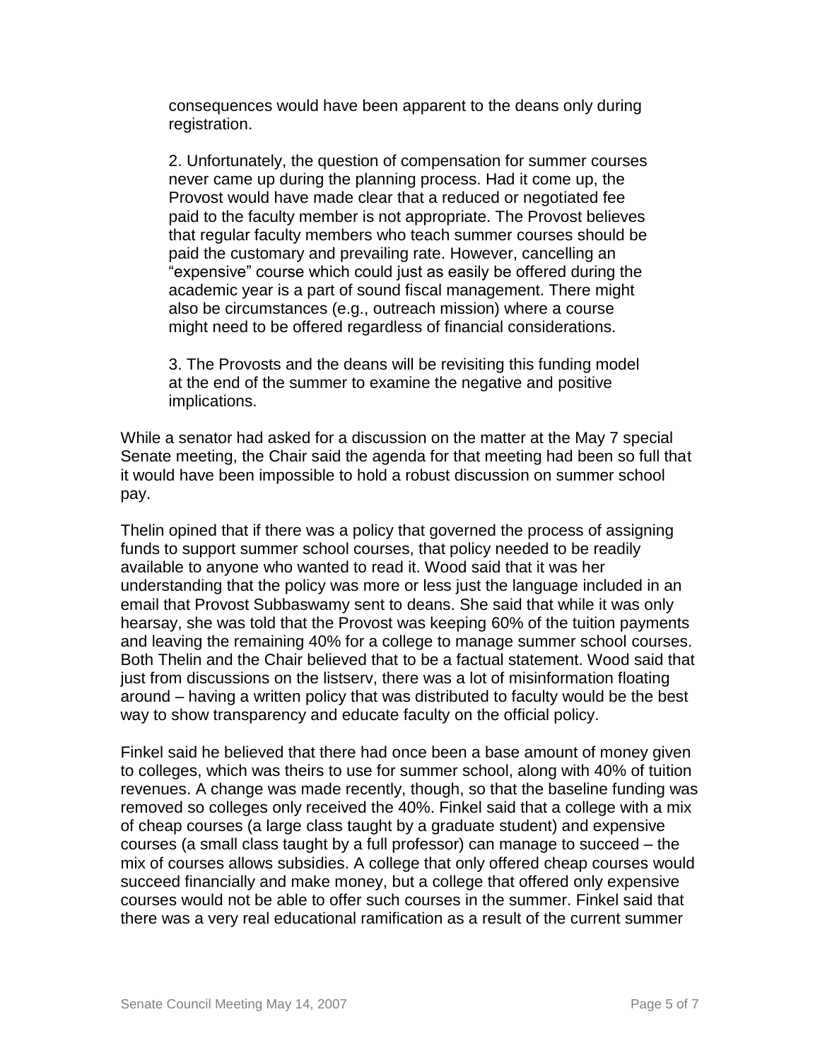consequences would have been apparent to the deans only during registration.

2. Unfortunately, the question of compensation for summer courses never came up during the planning process. Had it come up, the Provost would have made clear that a reduced or negotiated fee paid to the faculty member is not appropriate. The Provost believes that regular faculty members who teach summer courses should be paid the customary and prevailing rate. However, cancelling an "expensive" course which could just as easily be offered during the academic year is a part of sound fiscal management. There might also be circumstances (e.g., outreach mission) where a course might need to be offered regardless of financial considerations.

3. The Provosts and the deans will be revisiting this funding model at the end of the summer to examine the negative and positive implications.

While a senator had asked for a discussion on the matter at the May 7 special Senate meeting, the Chair said the agenda for that meeting had been so full that it would have been impossible to hold a robust discussion on summer school pay.

Thelin opined that if there was a policy that governed the process of assigning funds to support summer school courses, that policy needed to be readily available to anyone who wanted to read it. Wood said that it was her understanding that the policy was more or less just the language included in an email that Provost Subbaswamy sent to deans. She said that while it was only hearsay, she was told that the Provost was keeping 60% of the tuition payments and leaving the remaining 40% for a college to manage summer school courses. Both Thelin and the Chair believed that to be a factual statement. Wood said that just from discussions on the listserv, there was a lot of misinformation floating around – having a written policy that was distributed to faculty would be the best way to show transparency and educate faculty on the official policy.

Finkel said he believed that there had once been a base amount of money given to colleges, which was theirs to use for summer school, along with 40% of tuition revenues. A change was made recently, though, so that the baseline funding was removed so colleges only received the 40%. Finkel said that a college with a mix of cheap courses (a large class taught by a graduate student) and expensive courses (a small class taught by a full professor) can manage to succeed – the mix of courses allows subsidies. A college that only offered cheap courses would succeed financially and make money, but a college that offered only expensive courses would not be able to offer such courses in the summer. Finkel said that there was a very real educational ramification as a result of the current summer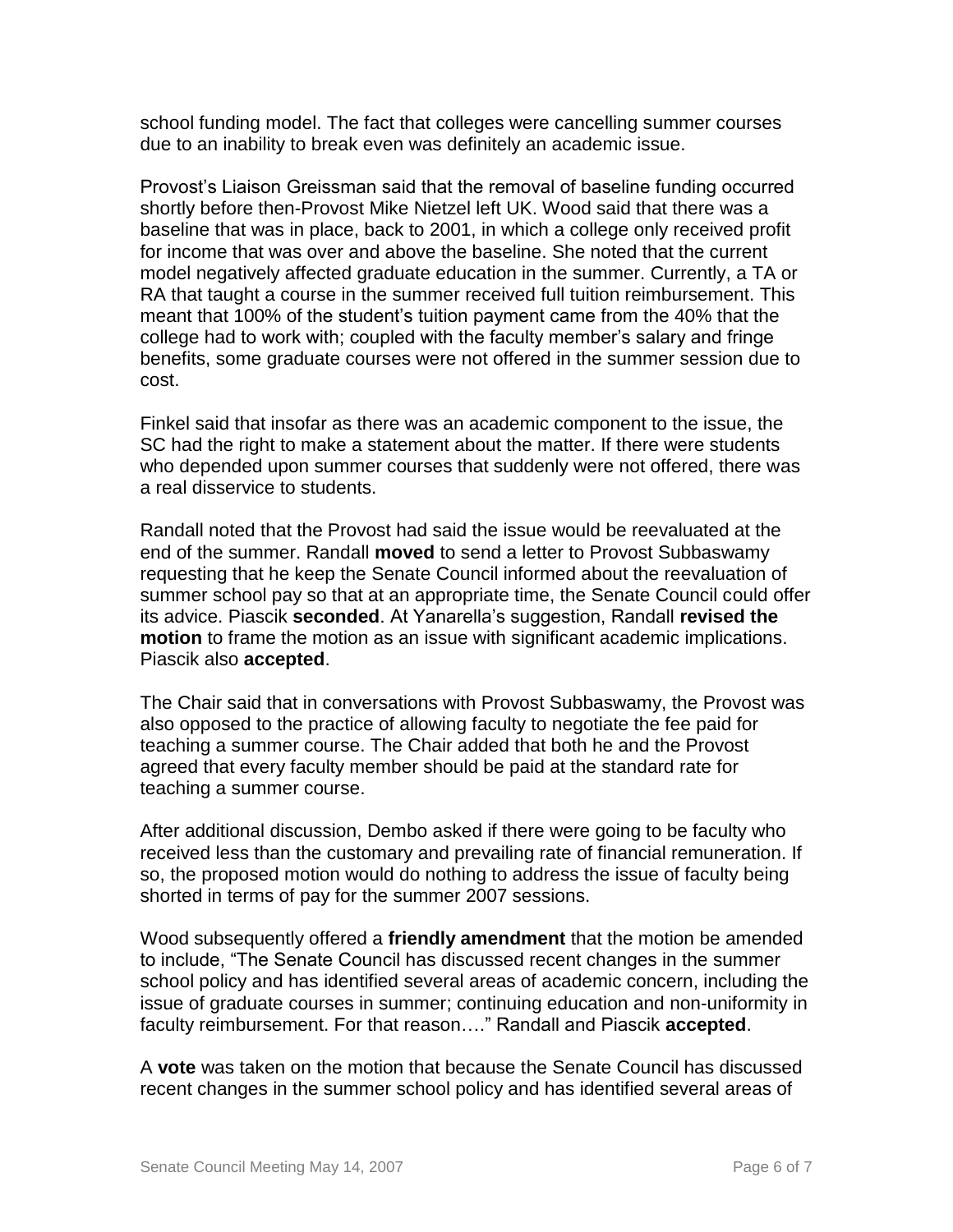school funding model. The fact that colleges were cancelling summer courses due to an inability to break even was definitely an academic issue.

Provost's Liaison Greissman said that the removal of baseline funding occurred shortly before then-Provost Mike Nietzel left UK. Wood said that there was a baseline that was in place, back to 2001, in which a college only received profit for income that was over and above the baseline. She noted that the current model negatively affected graduate education in the summer. Currently, a TA or RA that taught a course in the summer received full tuition reimbursement. This meant that 100% of the student's tuition payment came from the 40% that the college had to work with; coupled with the faculty member's salary and fringe benefits, some graduate courses were not offered in the summer session due to cost.

Finkel said that insofar as there was an academic component to the issue, the SC had the right to make a statement about the matter. If there were students who depended upon summer courses that suddenly were not offered, there was a real disservice to students.

Randall noted that the Provost had said the issue would be reevaluated at the end of the summer. Randall **moved** to send a letter to Provost Subbaswamy requesting that he keep the Senate Council informed about the reevaluation of summer school pay so that at an appropriate time, the Senate Council could offer its advice. Piascik **seconded**. At Yanarella's suggestion, Randall **revised the motion** to frame the motion as an issue with significant academic implications. Piascik also **accepted**.

The Chair said that in conversations with Provost Subbaswamy, the Provost was also opposed to the practice of allowing faculty to negotiate the fee paid for teaching a summer course. The Chair added that both he and the Provost agreed that every faculty member should be paid at the standard rate for teaching a summer course.

After additional discussion, Dembo asked if there were going to be faculty who received less than the customary and prevailing rate of financial remuneration. If so, the proposed motion would do nothing to address the issue of faculty being shorted in terms of pay for the summer 2007 sessions.

Wood subsequently offered a **friendly amendment** that the motion be amended to include, "The Senate Council has discussed recent changes in the summer school policy and has identified several areas of academic concern, including the issue of graduate courses in summer; continuing education and non-uniformity in faculty reimbursement. For that reason…." Randall and Piascik **accepted**.

A **vote** was taken on the motion that because the Senate Council has discussed recent changes in the summer school policy and has identified several areas of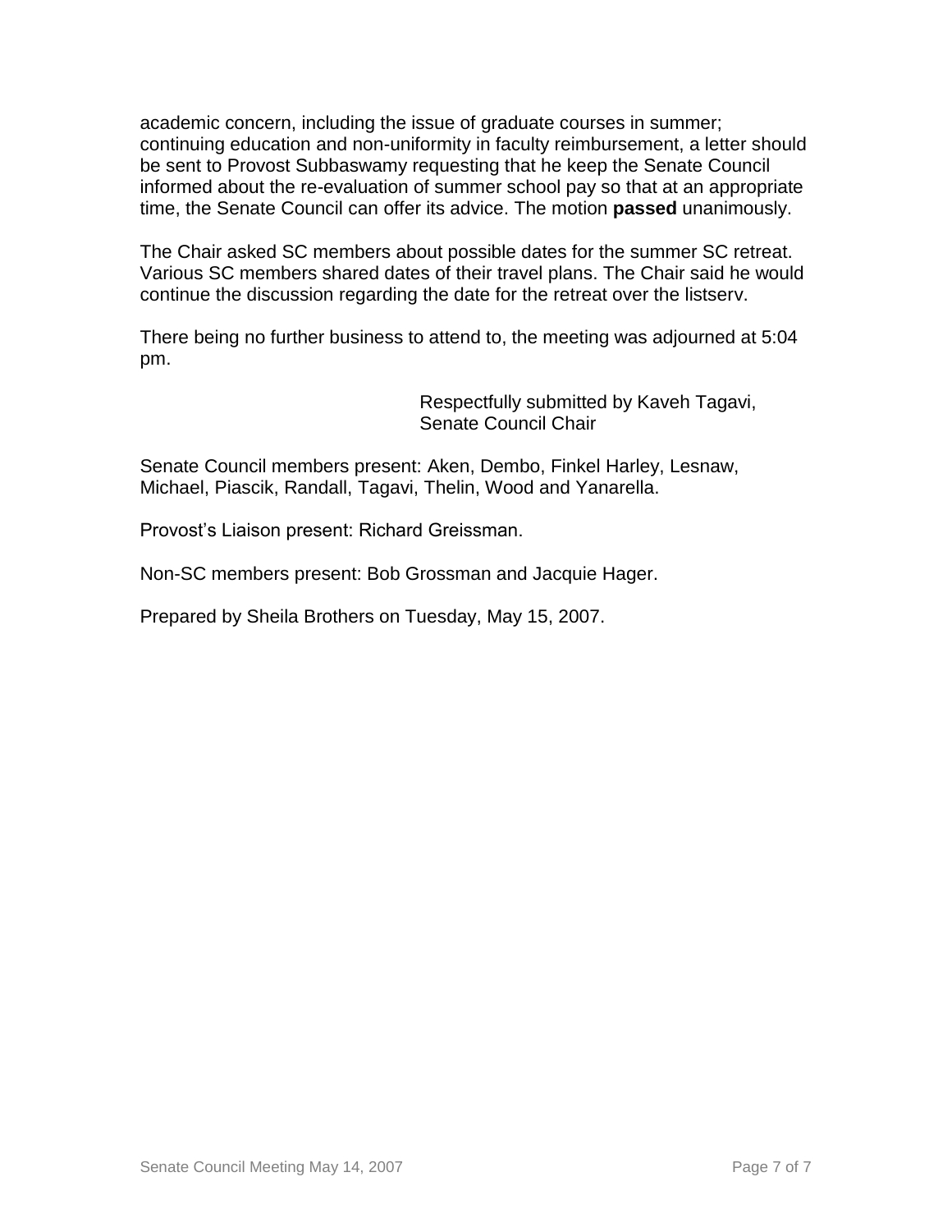academic concern, including the issue of graduate courses in summer; continuing education and non-uniformity in faculty reimbursement, a letter should be sent to Provost Subbaswamy requesting that he keep the Senate Council informed about the re-evaluation of summer school pay so that at an appropriate time, the Senate Council can offer its advice. The motion **passed** unanimously.

The Chair asked SC members about possible dates for the summer SC retreat. Various SC members shared dates of their travel plans. The Chair said he would continue the discussion regarding the date for the retreat over the listserv.

There being no further business to attend to, the meeting was adjourned at 5:04 pm.

Respectfully submitted by Kaveh Tagavi,
Senate Council Chair

Senate Council members present: Aken, Dembo, Finkel Harley, Lesnaw, Michael, Piascik, Randall, Tagavi, Thelin, Wood and Yanarella.

Provost's Liaison present: Richard Greissman.

Non-SC members present: Bob Grossman and Jacquie Hager.

Prepared by Sheila Brothers on Tuesday, May 15, 2007.